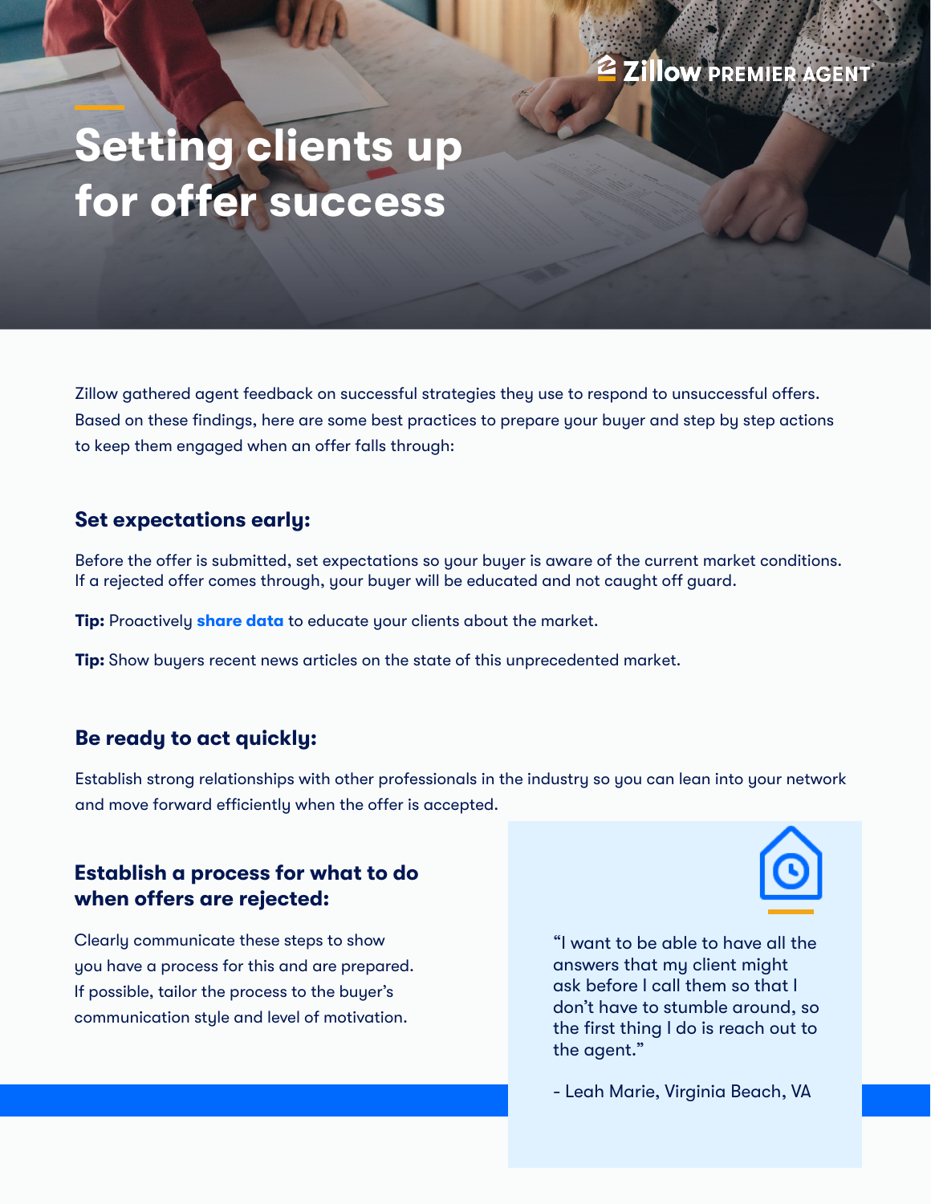Zillow PREMIER AGENT

# Setting clients up for offer success

Zillow gathered agent feedback on successful strategies they use to respond to unsuccessful offers. Based on these findings, here are some best practices to prepare your buyer and step by step actions to keep them engaged when an offer falls through:

## Set expectations early:

Before the offer is submitted, set expectations so your buyer is aware of the current market conditions. If a rejected offer comes through, your buyer will be educated and not caught off guard.

**Tip:** Proactively **share data** to educate your clients about the market.

**Tip:** Show buyers recent news articles on the state of this unprecedented market.

## Be ready to act quickly:

Establish strong relationships with other professionals in the industry so you can lean into your network and move forward efficiently when the offer is accepted.

## Establish a process for what to do when offers are rejected:

Clearly communicate these steps to show you have a process for this and are prepared. If possible, tailor the process to the buyer's communication style and level of motivation.

"I want to be able to have all the answers that my client might ask before I call them so that I don't have to stumble around, so the first thing I do is reach out to the agent."

- Leah Marie, Virginia Beach, VA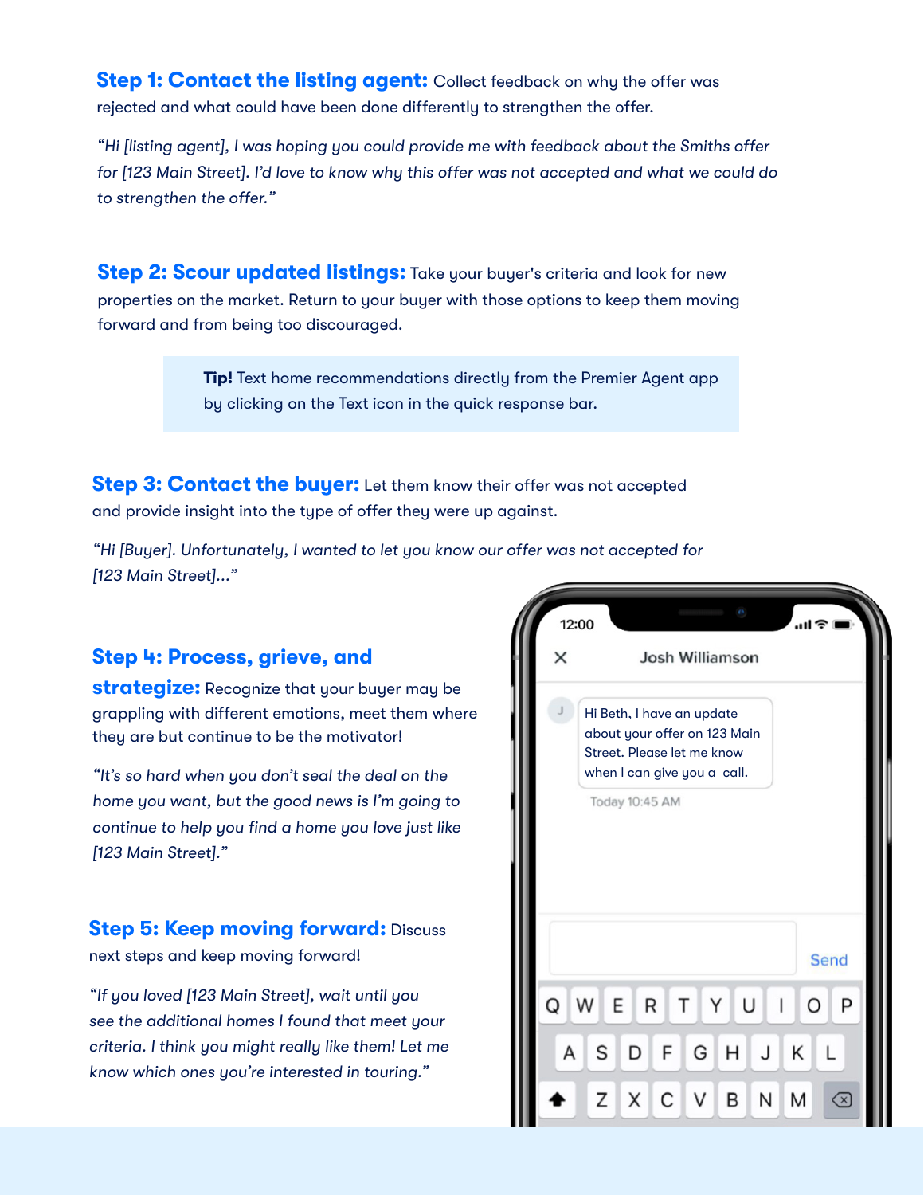**Step 1: Contact the listing agent:** Collect feedback on why the offer was rejected and what could have been done differently to strengthen the offer.

*"Hi [listing agent], I was hoping you could provide me with feedback about the Smiths offer for [123 Main Street]. I'd love to know why this offer was not accepted and what we could do to strengthen the offer."*

**Step 2: Scour updated listings:** Take your buyer's criteria and look for new properties on the market. Return to your buyer with those options to keep them moving forward and from being too discouraged.

> **Tip!** Text home recommendations directly from the Premier Agent app by clicking on the Text icon in the quick response bar.

**Step 3: Contact the buyer:** Let them know their offer was not accepted and provide insight into the type of offer they were up against.

*"Hi [Buyer]. Unfortunately, I wanted to let you know our offer was not accepted for [123 Main Street]..."*

**Step 4: Process, grieve, and strategize:** Recognize that your buyer may be grappling with different emotions, meet them where they are but continue to be the motivator!

*"It's so hard when you don't seal the deal on the home you want, but the good news is I'm going to continue to help you find a home you love just like [123 Main Street]."*

**Step 5: Keep moving forward:** Discuss next steps and keep moving forward!

*"If you loved [123 Main Street], wait until you see the additional homes I found that meet your criteria. I think you might really like them! Let me know which ones you're interested in touring."*

12:00

Josh Williamson

Hi Beth, I have an update about your offer on 123 Main Street. Please let me know when I can give you a call.

Today 10:45 AM

Send